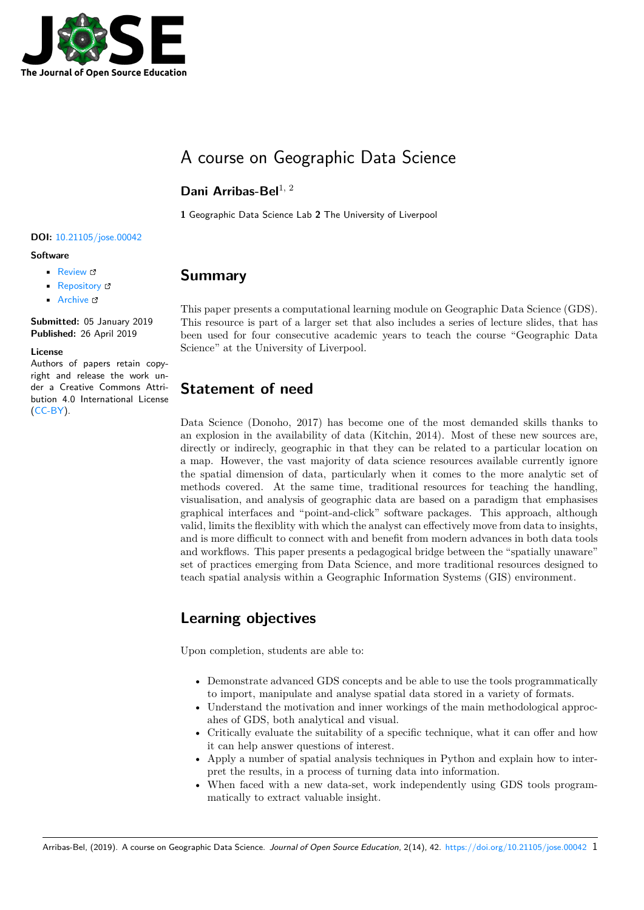# A course on Geographic Data Science

**Dani Arribas-Bel**[1, 2]

**1** Geographic Data Science Lab **2** The University of Liverpool

**DOI:** 10.21105/jose.00042

**Software**

- Review
- Repository
- Archive

**Submitted:** 05 January 2019
**Published:** 26 April 2019

**License**
Authors of papers retain copyright and release the work under a Creative Commons Attribution 4.0 International License (CC-BY).

## Summary

This paper presents a computational learning module on Geographic Data Science (GDS). This resource is part of a larger set that also includes a series of lecture slides, that has been used for four consecutive academic years to teach the course "Geographic Data Science" at the University of Liverpool.

## Statement of need

Data Science (Donoho, 2017) has become one of the most demanded skills thanks to an explosion in the availability of data (Kitchin, 2014). Most of these new sources are, directly or indirecly, geographic in that they can be related to a particular location on a map. However, the vast majority of data science resources available currently ignore the spatial dimension of data, particularly when it comes to the more analytic set of methods covered. At the same time, traditional resources for teaching the handling, visualisation, and analysis of geographic data are based on a paradigm that emphasises graphical interfaces and "point-and-click" software packages. This approach, although valid, limits the flexiblity with which the analyst can effectively move from data to insights, and is more difficult to connect with and benefit from modern advances in both data tools and workflows. This paper presents a pedagogical bridge between the "spatially unaware" set of practices emerging from Data Science, and more traditional resources designed to teach spatial analysis within a Geographic Information Systems (GIS) environment.

## Learning objectives

Upon completion, students are able to:

- Demonstrate advanced GDS concepts and be able to use the tools programmatically to import, manipulate and analyse spatial data stored in a variety of formats.
- Understand the motivation and inner workings of the main methodological approcahes of GDS, both analytical and visual.
- Critically evaluate the suitability of a specific technique, what it can offer and how it can help answer questions of interest.
- Apply a number of spatial analysis techniques in Python and explain how to interpret the results, in a process of turning data into information.
- When faced with a new data-set, work independently using GDS tools programmatically to extract valuable insight.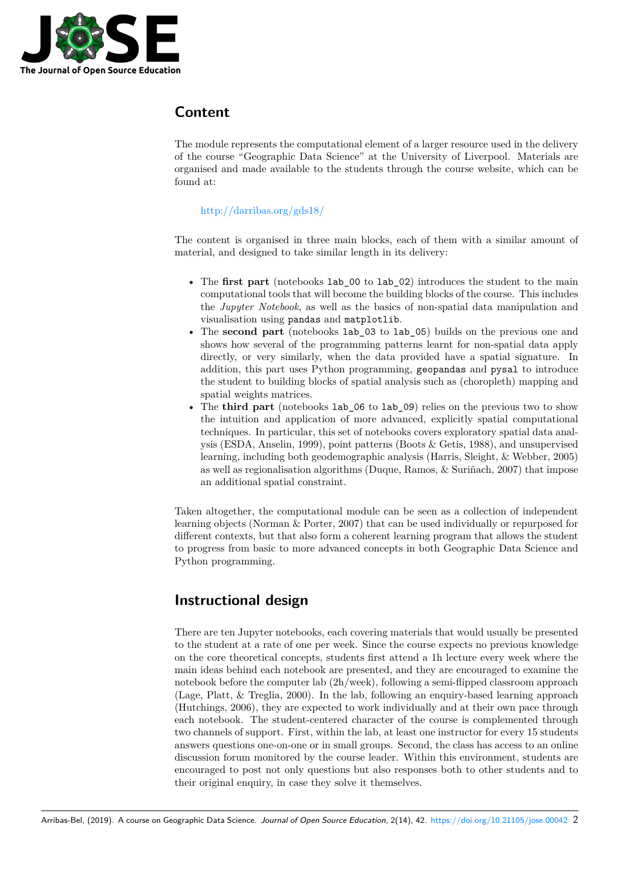## Content

The module represents the computational element of a larger resource used in the delivery of the course "Geographic Data Science" at the University of Liverpool. Materials are organised and made available to the students through the course website, which can be found at:

> http://darribas.org/gds18/

The content is organised in three main blocks, each of them with a similar amount of material, and designed to take similar length in its delivery:

- The **first part** (notebooks `lab_00` to `lab_02`) introduces the student to the main computational tools that will become the building blocks of the course. This includes the *Jupyter Notebook*, as well as the basics of non-spatial data manipulation and visualisation using `pandas` and `matplotlib`.
- The **second part** (notebooks `lab_03` to `lab_05`) builds on the previous one and shows how several of the programming patterns learnt for non-spatial data apply directly, or very similarly, when the data provided have a spatial signature. In addition, this part uses Python programming, `geopandas` and `pysal` to introduce the student to building blocks of spatial analysis such as (choropleth) mapping and spatial weights matrices.
- The **third part** (notebooks `lab_06` to `lab_09`) relies on the previous two to show the intuition and application of more advanced, explicitly spatial computational techniques. In particular, this set of notebooks covers exploratory spatial data analysis (ESDA, Anselin, 1999), point patterns (Boots & Getis, 1988), and unsupervised learning, including both geodemographic analysis (Harris, Sleight, & Webber, 2005) as well as regionalisation algorithms (Duque, Ramos, & Suriñach, 2007) that impose an additional spatial constraint.

Taken altogether, the computational module can be seen as a collection of independent learning objects (Norman & Porter, 2007) that can be used individually or repurposed for different contexts, but that also form a coherent learning program that allows the student to progress from basic to more advanced concepts in both Geographic Data Science and Python programming.

## Instructional design

There are ten Jupyter notebooks, each covering materials that would usually be presented to the student at a rate of one per week. Since the course expects no previous knowledge on the core theoretical concepts, students first attend a 1h lecture every week where the main ideas behind each notebook are presented, and they are encouraged to examine the notebook before the computer lab (2h/week), following a semi-flipped classroom approach (Lage, Platt, & Treglia, 2000). In the lab, following an enquiry-based learning approach (Hutchings, 2006), they are expected to work individually and at their own pace through each notebook. The student-centered character of the course is complemented through two channels of support. First, within the lab, at least one instructor for every 15 students answers questions one-on-one or in small groups. Second, the class has access to an online discussion forum monitored by the course leader. Within this environment, students are encouraged to post not only questions but also responses both to other students and to their original enquiry, in case they solve it themselves.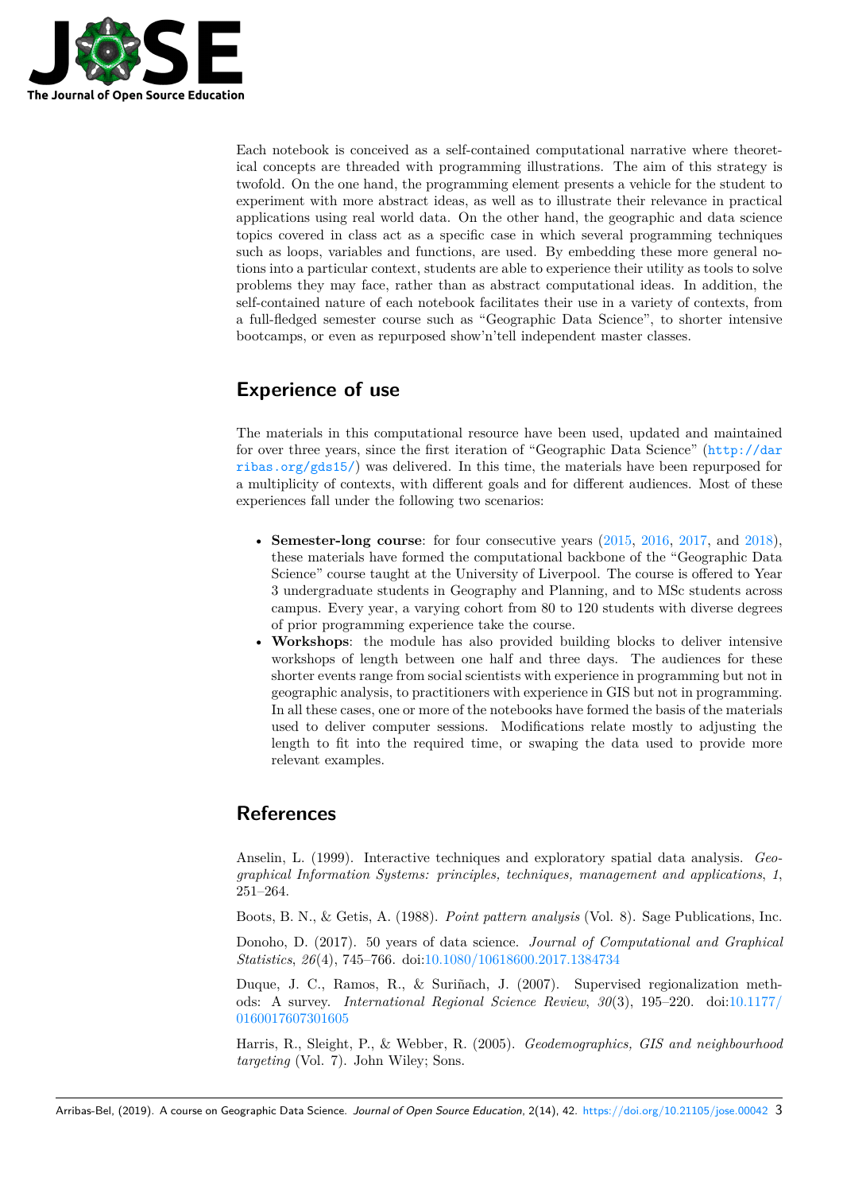Each notebook is conceived as a self-contained computational narrative where theoretical concepts are threaded with programming illustrations. The aim of this strategy is twofold. On the one hand, the programming element presents a vehicle for the student to experiment with more abstract ideas, as well as to illustrate their relevance in practical applications using real world data. On the other hand, the geographic and data science topics covered in class act as a specific case in which several programming techniques such as loops, variables and functions, are used. By embedding these more general notions into a particular context, students are able to experience their utility as tools to solve problems they may face, rather than as abstract computational ideas. In addition, the self-contained nature of each notebook facilitates their use in a variety of contexts, from a full-fledged semester course such as "Geographic Data Science", to shorter intensive bootcamps, or even as repurposed show'n'tell independent master classes.

## Experience of use

The materials in this computational resource have been used, updated and maintained for over three years, since the first iteration of "Geographic Data Science" (http://darribas.org/gds15/) was delivered. In this time, the materials have been repurposed for a multiplicity of contexts, with different goals and for different audiences. Most of these experiences fall under the following two scenarios:

- **Semester-long course**: for four consecutive years (2015, 2016, 2017, and 2018), these materials have formed the computational backbone of the "Geographic Data Science" course taught at the University of Liverpool. The course is offered to Year 3 undergraduate students in Geography and Planning, and to MSc students across campus. Every year, a varying cohort from 80 to 120 students with diverse degrees of prior programming experience take the course.
- **Workshops**: the module has also provided building blocks to deliver intensive workshops of length between one half and three days. The audiences for these shorter events range from social scientists with experience in programming but not in geographic analysis, to practitioners with experience in GIS but not in programming. In all these cases, one or more of the notebooks have formed the basis of the materials used to deliver computer sessions. Modifications relate mostly to adjusting the length to fit into the required time, or swaping the data used to provide more relevant examples.

## References

Anselin, L. (1999). Interactive techniques and exploratory spatial data analysis. *Geographical Information Systems: principles, techniques, management and applications*, *1*, 251–264.

Boots, B. N., & Getis, A. (1988). *Point pattern analysis* (Vol. 8). Sage Publications, Inc.

Donoho, D. (2017). 50 years of data science. *Journal of Computational and Graphical Statistics*, *26*(4), 745–766. doi:10.1080/10618600.2017.1384734

Duque, J. C., Ramos, R., & Suriñach, J. (2007). Supervised regionalization methods: A survey. *International Regional Science Review*, *30*(3), 195–220. doi:10.1177/0160017607301605

Harris, R., Sleight, P., & Webber, R. (2005). *Geodemographics, GIS and neighbourhood targeting* (Vol. 7). John Wiley; Sons.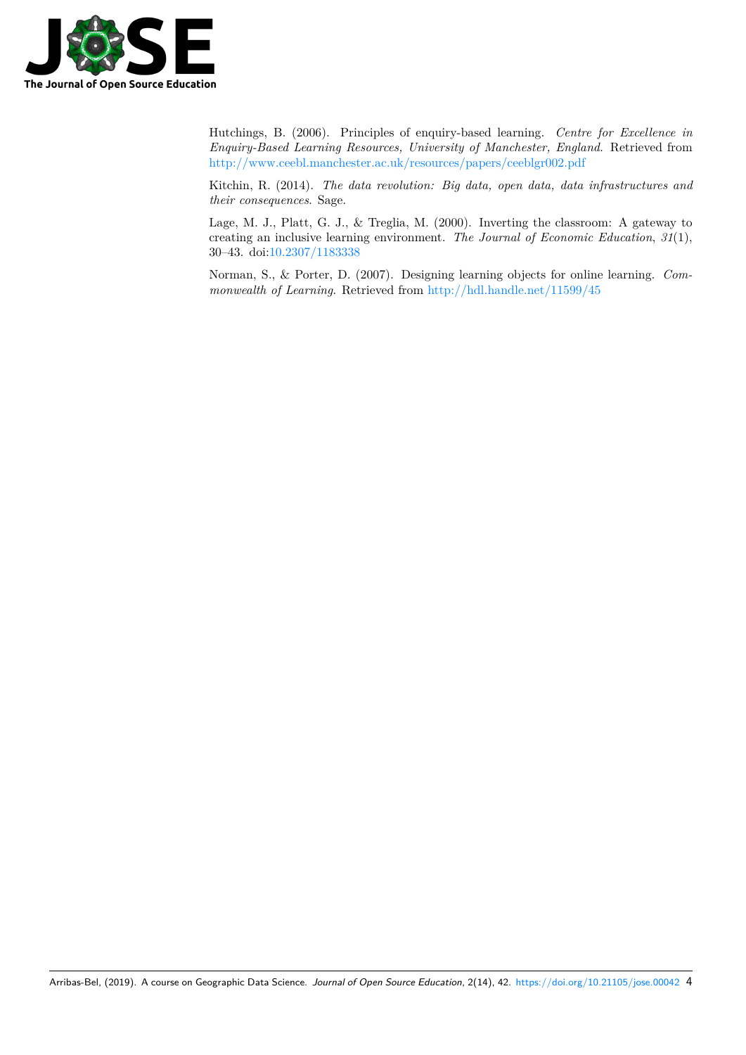Hutchings, B. (2006). Principles of enquiry-based learning. *Centre for Excellence in Enquiry-Based Learning Resources, University of Manchester, England*. Retrieved from http://www.ceebl.manchester.ac.uk/resources/papers/ceeblgr002.pdf

Kitchin, R. (2014). *The data revolution: Big data, open data, data infrastructures and their consequences*. Sage.

Lage, M. J., Platt, G. J., & Treglia, M. (2000). Inverting the classroom: A gateway to creating an inclusive learning environment. *The Journal of Economic Education*, *31*(1), 30–43. doi:10.2307/1183338

Norman, S., & Porter, D. (2007). Designing learning objects for online learning. *Commonwealth of Learning*. Retrieved from http://hdl.handle.net/11599/45